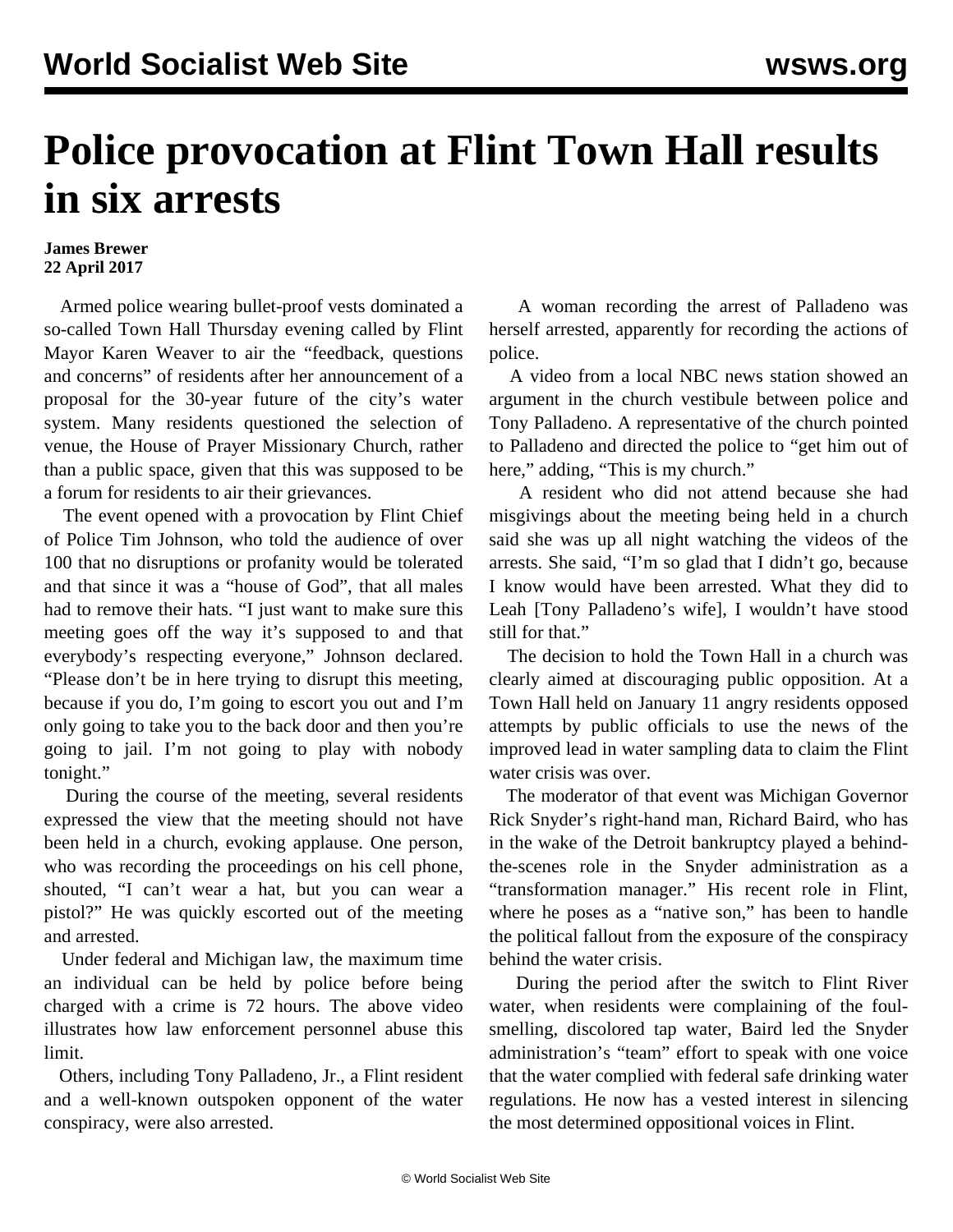# Police provocation at Flint Town Hall results in six arrests

**James Brewer**
**22 April 2017**

Armed police wearing bullet-proof vests dominated a so-called Town Hall Thursday evening called by Flint Mayor Karen Weaver to air the "feedback, questions and concerns" of residents after her announcement of a proposal for the 30-year future of the city's water system. Many residents questioned the selection of venue, the House of Prayer Missionary Church, rather than a public space, given that this was supposed to be a forum for residents to air their grievances.

The event opened with a provocation by Flint Chief of Police Tim Johnson, who told the audience of over 100 that no disruptions or profanity would be tolerated and that since it was a "house of God", that all males had to remove their hats. "I just want to make sure this meeting goes off the way it's supposed to and that everybody's respecting everyone," Johnson declared. "Please don't be in here trying to disrupt this meeting, because if you do, I'm going to escort you out and I'm only going to take you to the back door and then you're going to jail. I'm not going to play with nobody tonight."

During the course of the meeting, several residents expressed the view that the meeting should not have been held in a church, evoking applause. One person, who was recording the proceedings on his cell phone, shouted, "I can't wear a hat, but you can wear a pistol?" He was quickly escorted out of the meeting and arrested.

Under federal and Michigan law, the maximum time an individual can be held by police before being charged with a crime is 72 hours. The above video illustrates how law enforcement personnel abuse this limit.

Others, including Tony Palladeno, Jr., a Flint resident and a well-known outspoken opponent of the water conspiracy, were also arrested.

A woman recording the arrest of Palladeno was herself arrested, apparently for recording the actions of police.

A video from a local NBC news station showed an argument in the church vestibule between police and Tony Palladeno. A representative of the church pointed to Palladeno and directed the police to "get him out of here," adding, "This is my church."

A resident who did not attend because she had misgivings about the meeting being held in a church said she was up all night watching the videos of the arrests. She said, "I'm so glad that I didn't go, because I know would have been arrested. What they did to Leah [Tony Palladeno's wife], I wouldn't have stood still for that."

The decision to hold the Town Hall in a church was clearly aimed at discouraging public opposition. At a Town Hall held on January 11 angry residents opposed attempts by public officials to use the news of the improved lead in water sampling data to claim the Flint water crisis was over.

The moderator of that event was Michigan Governor Rick Snyder's right-hand man, Richard Baird, who has in the wake of the Detroit bankruptcy played a behind-the-scenes role in the Snyder administration as a "transformation manager." His recent role in Flint, where he poses as a "native son," has been to handle the political fallout from the exposure of the conspiracy behind the water crisis.

During the period after the switch to Flint River water, when residents were complaining of the foul-smelling, discolored tap water, Baird led the Snyder administration's "team" effort to speak with one voice that the water complied with federal safe drinking water regulations. He now has a vested interest in silencing the most determined oppositional voices in Flint.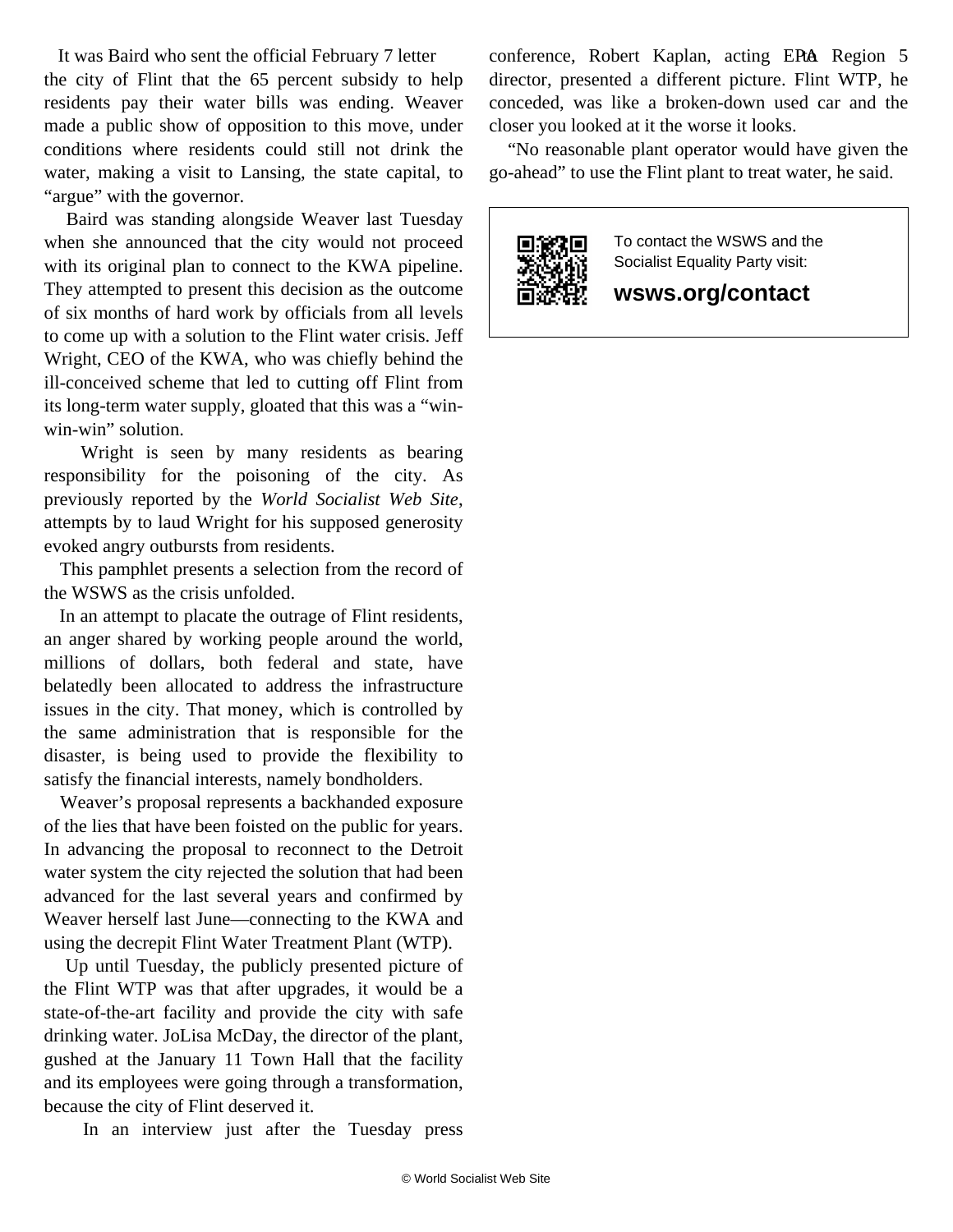It was Baird who sent the official February 7 letter the city of Flint that the 65 percent subsidy to help residents pay their water bills was ending. Weaver made a public show of opposition to this move, under conditions where residents could still not drink the water, making a visit to Lansing, the state capital, to "argue" with the governor.

Baird was standing alongside Weaver last Tuesday when she announced that the city would not proceed with its original plan to connect to the KWA pipeline. They attempted to present this decision as the outcome of six months of hard work by officials from all levels to come up with a solution to the Flint water crisis. Jeff Wright, CEO of the KWA, who was chiefly behind the ill-conceived scheme that led to cutting off Flint from its long-term water supply, gloated that this was a "win-win-win" solution.

Wright is seen by many residents as bearing responsibility for the poisoning of the city. As previously reported by the *World Socialist Web Site*, attempts by to laud Wright for his supposed generosity evoked angry outbursts from residents.

This pamphlet presents a selection from the record of the WSWS as the crisis unfolded.

In an attempt to placate the outrage of Flint residents, an anger shared by working people around the world, millions of dollars, both federal and state, have belatedly been allocated to address the infrastructure issues in the city. That money, which is controlled by the same administration that is responsible for the disaster, is being used to provide the flexibility to satisfy the financial interests, namely bondholders.

Weaver's proposal represents a backhanded exposure of the lies that have been foisted on the public for years. In advancing the proposal to reconnect to the Detroit water system the city rejected the solution that had been advanced for the last several years and confirmed by Weaver herself last June—connecting to the KWA and using the decrepit Flint Water Treatment Plant (WTP).

Up until Tuesday, the publicly presented picture of the Flint WTP was that after upgrades, it would be a state-of-the-art facility and provide the city with safe drinking water. JoLisa McDay, the director of the plant, gushed at the January 11 Town Hall that the facility and its employees were going through a transformation, because the city of Flint deserved it.

In an interview just after the Tuesday press conference, Robert Kaplan, acting EPA Region 5 director, presented a different picture. Flint WTP, he conceded, was like a broken-down used car and the closer you looked at it the worse it looks.

"No reasonable plant operator would have given the go-ahead" to use the Flint plant to treat water, he said.

To contact the WSWS and the Socialist Equality Party visit:

**wsws.org/contact**